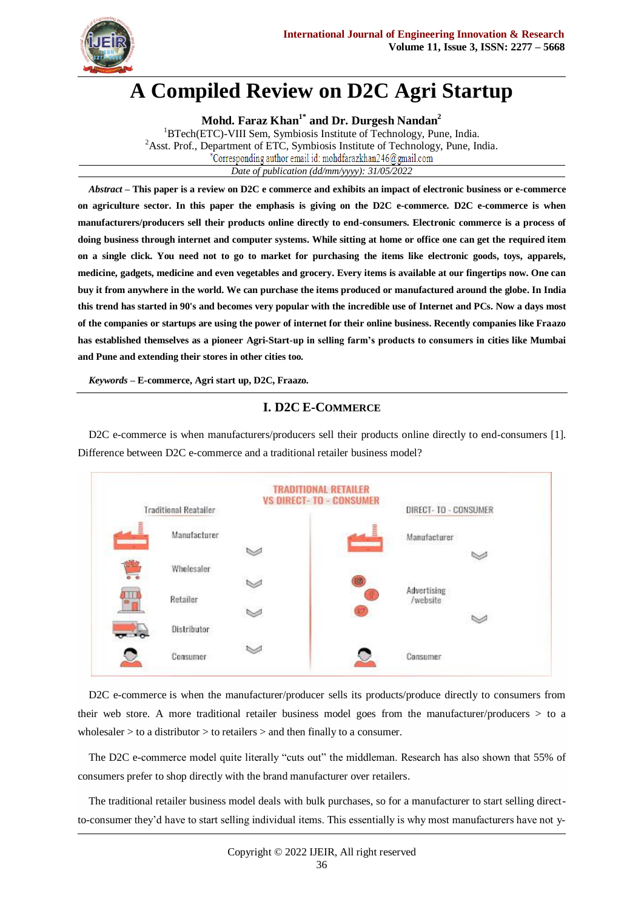# A Compiled Review on D2C Agri Startup

**Mohd. Faraz Khan[1*] and Dr. Durgesh Nandan[2]**

[1]BTech(ETC)-VIII Sem, Symbiosis Institute of Technology, Pune, India.
[2]Asst. Prof., Department of ETC, Symbiosis Institute of Technology, Pune, India.
[*]Corresponding author email id: mohdfarazkhan246@gmail.com
*Date of publication (dd/mm/yyyy): 31/05/2022*

***Abstract*** **– This paper is a review on D2C e commerce and exhibits an impact of electronic business or e-commerce on agriculture sector. In this paper the emphasis is giving on the D2C e-commerce. D2C e-commerce is when manufacturers/producers sell their products online directly to end-consumers. Electronic commerce is a process of doing business through internet and computer systems. While sitting at home or office one can get the required item on a single click. You need not to go to market for purchasing the items like electronic goods, toys, apparels, medicine, gadgets, medicine and even vegetables and grocery. Every items is available at our fingertips now. One can buy it from anywhere in the world. We can purchase the items produced or manufactured around the globe. In India this trend has started in 90's and becomes very popular with the incredible use of Internet and PCs. Now a days most of the companies or startups are using the power of internet for their online business. Recently companies like Fraazo has established themselves as a pioneer Agri-Start-up in selling farm's products to consumers in cities like Mumbai and Pune and extending their stores in other cities too.**

***Keywords*** **– E-commerce, Agri start up, D2C, Fraazo.**

## I. D2C E-Commerce

D2C e-commerce is when manufacturers/producers sell their products online directly to end-consumers [1]. Difference between D2C e-commerce and a traditional retailer business model?

TRADITIONAL RETAILER VS DIRECT- TO - CONSUMER

| Traditional Reatailer | DIRECT- TO - CONSUMER |
|---|---|
| Manufacturer | Manufacturer |
| Wholesaler | Advertising /website |
| Retailer | Consumer |
| Distributor | |
| Consumer | |

D2C e-commerce is when the manufacturer/producer sells its products/produce directly to consumers from their web store. A more traditional retailer business model goes from the manufacturer/producers > to a wholesaler > to a distributor > to retailers > and then finally to a consumer.

The D2C e-commerce model quite literally "cuts out" the middleman. Research has also shown that 55% of consumers prefer to shop directly with the brand manufacturer over retailers.

The traditional retailer business model deals with bulk purchases, so for a manufacturer to start selling direct-to-consumer they'd have to start selling individual items. This essentially is why most manufacturers have not y-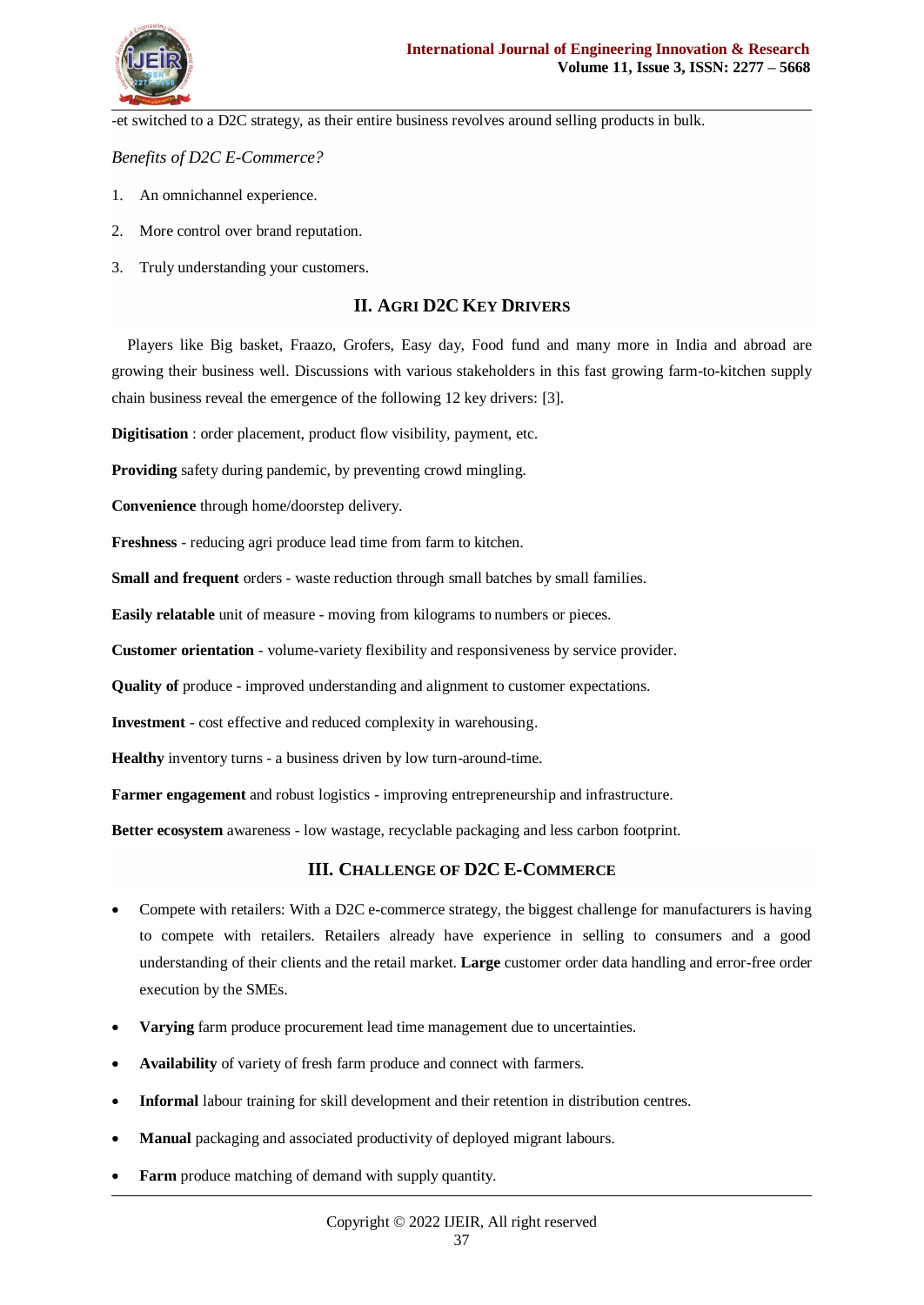-et switched to a D2C strategy, as their entire business revolves around selling products in bulk.

*Benefits of D2C E-Commerce?*

1. An omnichannel experience.
2. More control over brand reputation.
3. Truly understanding your customers.

## II. Agri D2C Key Drivers

Players like Big basket, Fraazo, Grofers, Easy day, Food fund and many more in India and abroad are growing their business well. Discussions with various stakeholders in this fast growing farm-to-kitchen supply chain business reveal the emergence of the following 12 key drivers: [3].

**Digitisation** : order placement, product flow visibility, payment, etc.

**Providing** safety during pandemic, by preventing crowd mingling.

**Convenience** through home/doorstep delivery.

**Freshness** - reducing agri produce lead time from farm to kitchen.

**Small and frequent** orders - waste reduction through small batches by small families.

**Easily relatable** unit of measure - moving from kilograms to numbers or pieces.

**Customer orientation** - volume-variety flexibility and responsiveness by service provider.

**Quality of** produce - improved understanding and alignment to customer expectations.

**Investment** - cost effective and reduced complexity in warehousing.

**Healthy** inventory turns - a business driven by low turn-around-time.

**Farmer engagement** and robust logistics - improving entrepreneurship and infrastructure.

**Better ecosystem** awareness - low wastage, recyclable packaging and less carbon footprint.

## III. Challenge of D2C E-Commerce

- Compete with retailers: With a D2C e-commerce strategy, the biggest challenge for manufacturers is having to compete with retailers. Retailers already have experience in selling to consumers and a good understanding of their clients and the retail market. **Large** customer order data handling and error-free order execution by the SMEs.
- **Varying** farm produce procurement lead time management due to uncertainties.
- **Availability** of variety of fresh farm produce and connect with farmers.
- **Informal** labour training for skill development and their retention in distribution centres.
- **Manual** packaging and associated productivity of deployed migrant labours.
- **Farm** produce matching of demand with supply quantity.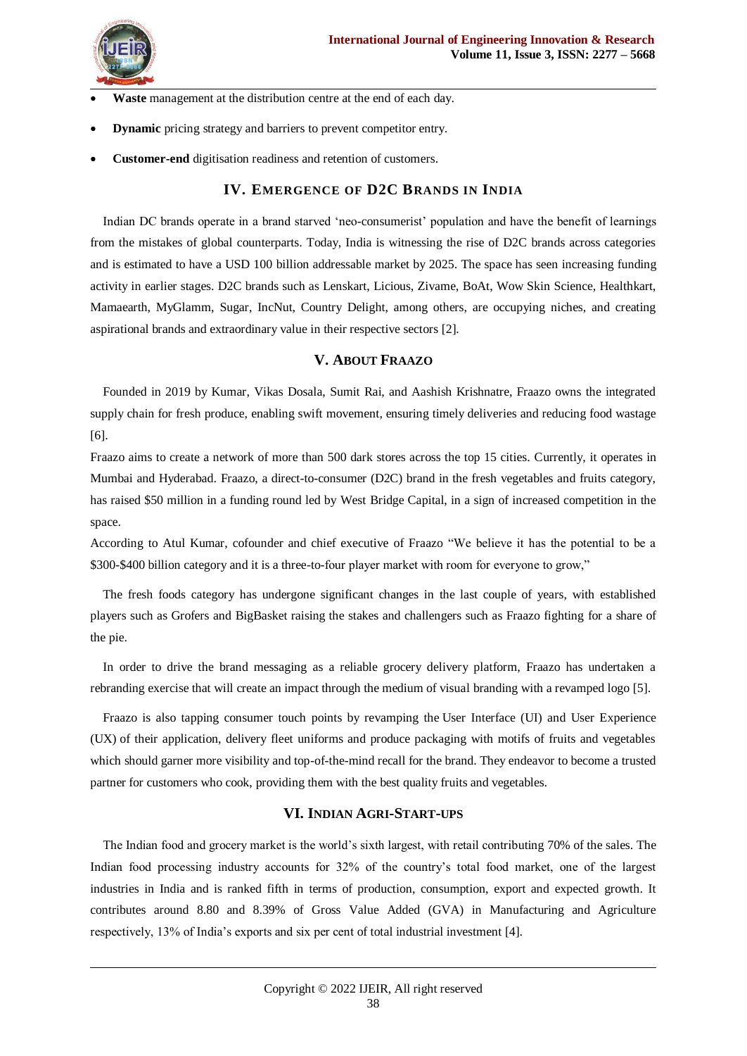- **Waste** management at the distribution centre at the end of each day.
- **Dynamic** pricing strategy and barriers to prevent competitor entry.
- **Customer-end** digitisation readiness and retention of customers.

## IV. Emergence of D2C Brands in India

Indian DC brands operate in a brand starved 'neo-consumerist' population and have the benefit of learnings from the mistakes of global counterparts. Today, India is witnessing the rise of D2C brands across categories and is estimated to have a USD 100 billion addressable market by 2025. The space has seen increasing funding activity in earlier stages. D2C brands such as Lenskart, Licious, Zivame, BoAt, Wow Skin Science, Healthkart, Mamaearth, MyGlamm, Sugar, IncNut, Country Delight, among others, are occupying niches, and creating aspirational brands and extraordinary value in their respective sectors [2].

## V. About Fraazo

Founded in 2019 by Kumar, Vikas Dosala, Sumit Rai, and Aashish Krishnatre, Fraazo owns the integrated supply chain for fresh produce, enabling swift movement, ensuring timely deliveries and reducing food wastage [6].

Fraazo aims to create a network of more than 500 dark stores across the top 15 cities. Currently, it operates in Mumbai and Hyderabad. Fraazo, a direct-to-consumer (D2C) brand in the fresh vegetables and fruits category, has raised $50 million in a funding round led by West Bridge Capital, in a sign of increased competition in the space.

According to Atul Kumar, cofounder and chief executive of Fraazo "We believe it has the potential to be a $300-$400 billion category and it is a three-to-four player market with room for everyone to grow,"

The fresh foods category has undergone significant changes in the last couple of years, with established players such as Grofers and BigBasket raising the stakes and challengers such as Fraazo fighting for a share of the pie.

In order to drive the brand messaging as a reliable grocery delivery platform, Fraazo has undertaken a rebranding exercise that will create an impact through the medium of visual branding with a revamped logo [5].

Fraazo is also tapping consumer touch points by revamping the User Interface (UI) and User Experience (UX) of their application, delivery fleet uniforms and produce packaging with motifs of fruits and vegetables which should garner more visibility and top-of-the-mind recall for the brand. They endeavor to become a trusted partner for customers who cook, providing them with the best quality fruits and vegetables.

## VI. Indian Agri-Start-ups

The Indian food and grocery market is the world's sixth largest, with retail contributing 70% of the sales. The Indian food processing industry accounts for 32% of the country's total food market, one of the largest industries in India and is ranked fifth in terms of production, consumption, export and expected growth. It contributes around 8.80 and 8.39% of Gross Value Added (GVA) in Manufacturing and Agriculture respectively, 13% of India's exports and six per cent of total industrial investment [4].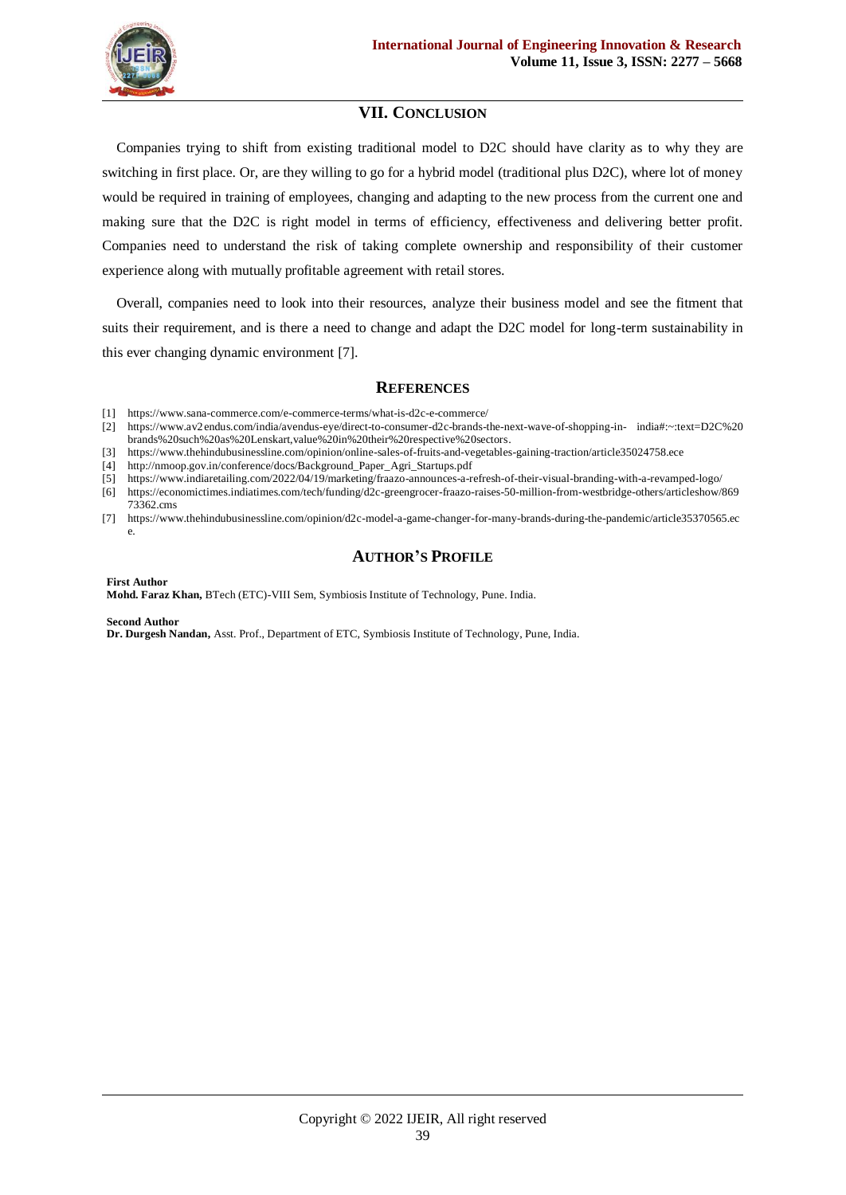## VII. CONCLUSION

Companies trying to shift from existing traditional model to D2C should have clarity as to why they are switching in first place. Or, are they willing to go for a hybrid model (traditional plus D2C), where lot of money would be required in training of employees, changing and adapting to the new process from the current one and making sure that the D2C is right model in terms of efficiency, effectiveness and delivering better profit. Companies need to understand the risk of taking complete ownership and responsibility of their customer experience along with mutually profitable agreement with retail stores.

Overall, companies need to look into their resources, analyze their business model and see the fitment that suits their requirement, and is there a need to change and adapt the D2C model for long-term sustainability in this ever changing dynamic environment [7].

## REFERENCES

[1] https://www.sana-commerce.com/e-commerce-terms/what-is-d2c-e-commerce/

[2] https://www.av2endus.com/india/avendus-eye/direct-to-consumer-d2c-brands-the-next-wave-of-shopping-in- india#:~:text=D2C%20brands%20such%20as%20Lenskart,value%20in%20their%20respective%20sectors.

[3] https://www.thehindubusinessline.com/opinion/online-sales-of-fruits-and-vegetables-gaining-traction/article35024758.ece

[4] http://nmoop.gov.in/conference/docs/Background_Paper_Agri_Startups.pdf

[5] https://www.indiaretailing.com/2022/04/19/marketing/fraazo-announces-a-refresh-of-their-visual-branding-with-a-revamped-logo/

[6] https://economictimes.indiatimes.com/tech/funding/d2c-greengrocer-fraazo-raises-50-million-from-westbridge-others/articleshow/86973362.cms

[7] https://www.thehindubusinessline.com/opinion/d2c-model-a-game-changer-for-many-brands-during-the-pandemic/article35370565.ece.

## AUTHOR'S PROFILE

**First Author**
**Mohd. Faraz Khan,** BTech (ETC)-VIII Sem, Symbiosis Institute of Technology, Pune. India.

**Second Author**
**Dr. Durgesh Nandan,** Asst. Prof., Department of ETC, Symbiosis Institute of Technology, Pune, India.